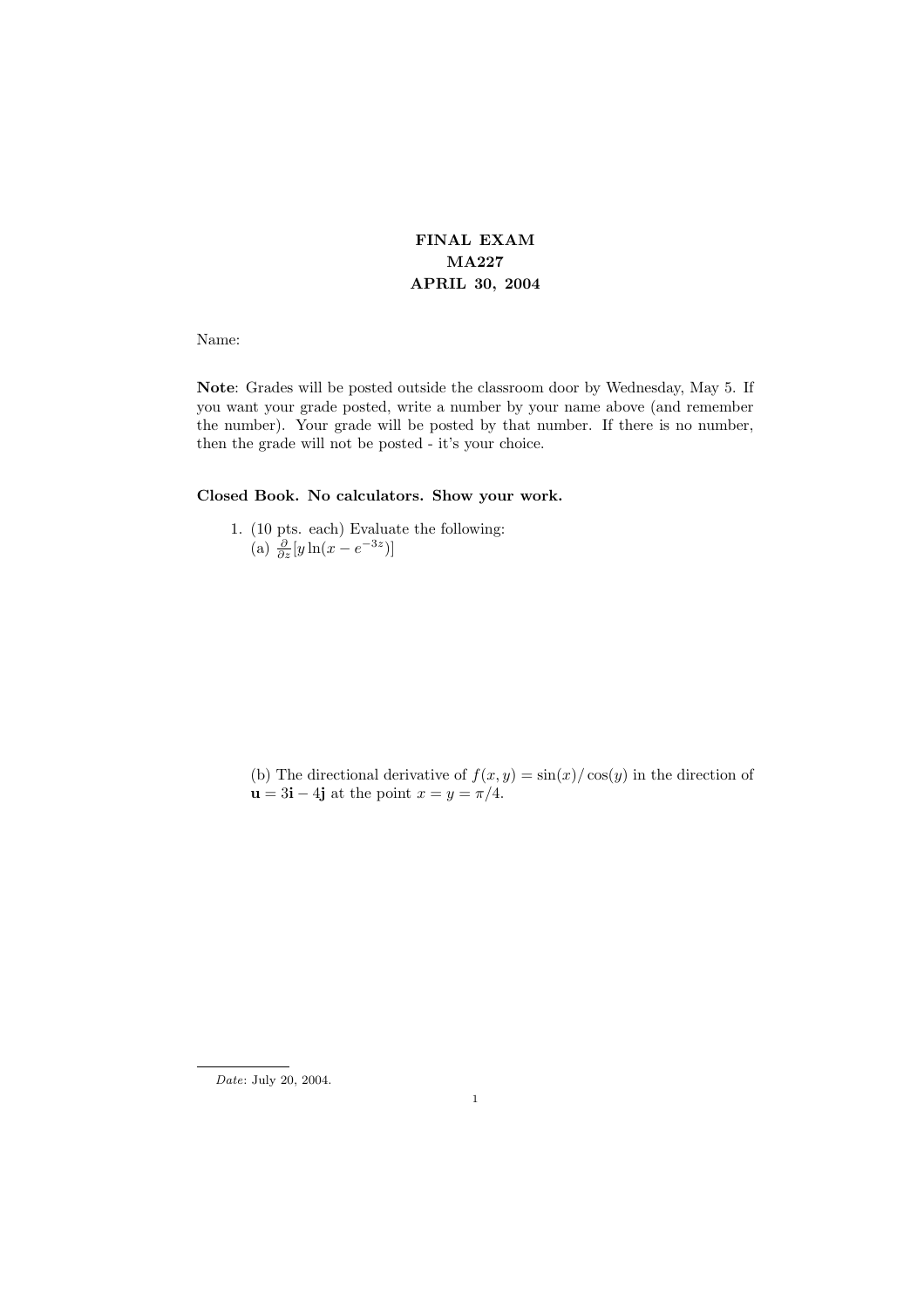# FINAL EXAM
# MA227
# APRIL 30, 2004

Name:

**Note**: Grades will be posted outside the classroom door by Wednesday, May 5. If you want your grade posted, write a number by your name above (and remember the number). Your grade will be posted by that number. If there is no number, then the grade will not be posted - it's your choice.

**Closed Book. No calculators. Show your work.**

1. (10 pts. each) Evaluate the following:
   (a) $\frac{\partial}{\partial z}[y \ln(x - e^{-3z})]$

   (b) The directional derivative of $f(x, y) = \sin(x)/\cos(y)$ in the direction of $\mathbf{u} = 3\mathbf{i} - 4\mathbf{j}$ at the point $x = y = \pi/4$.

*Date*: July 20, 2004.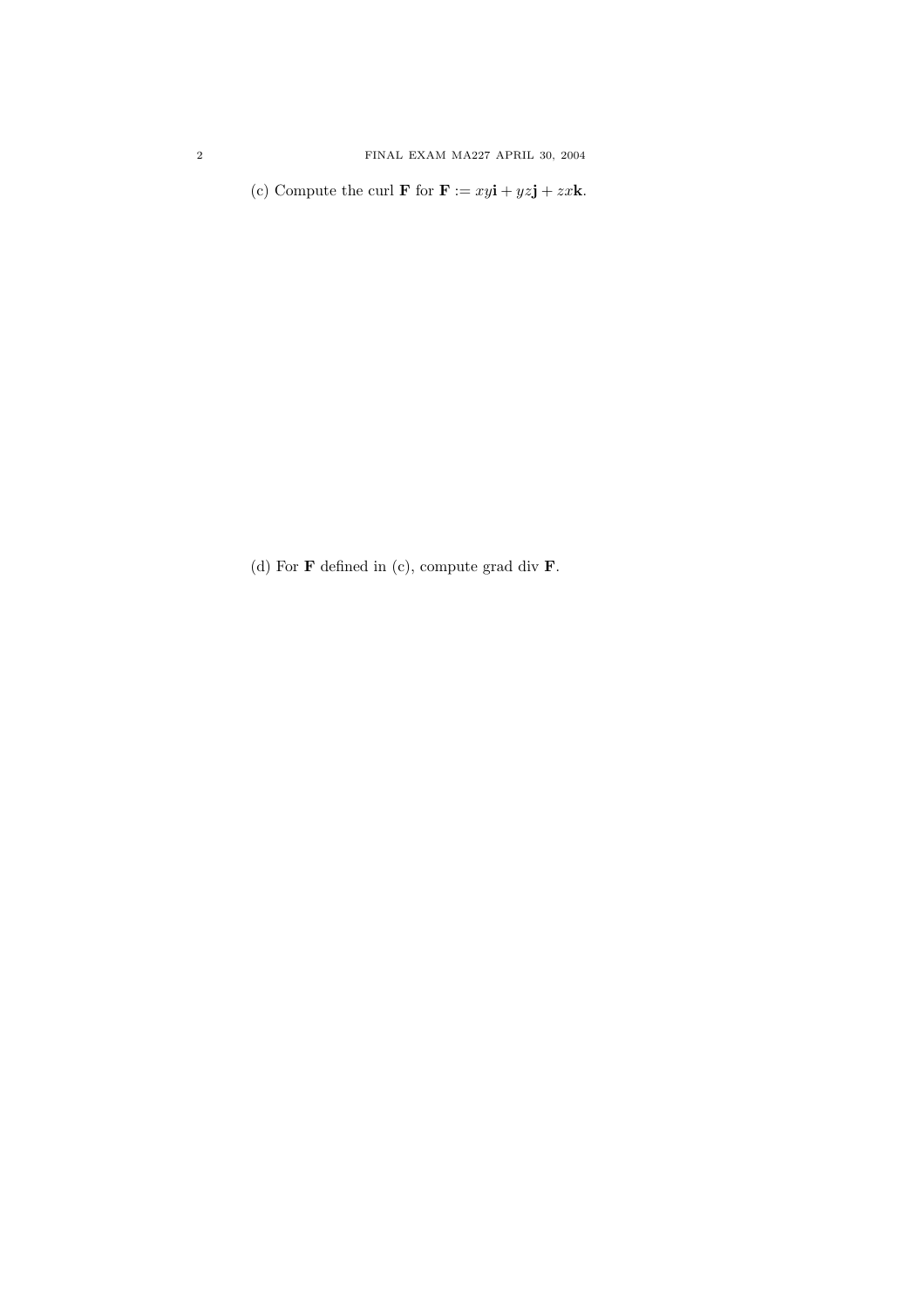(c) Compute the curl $\mathbf{F}$ for $\mathbf{F} := xy\mathbf{i} + yz\mathbf{j} + zx\mathbf{k}$.

(d) For $\mathbf{F}$ defined in (c), compute grad div $\mathbf{F}$.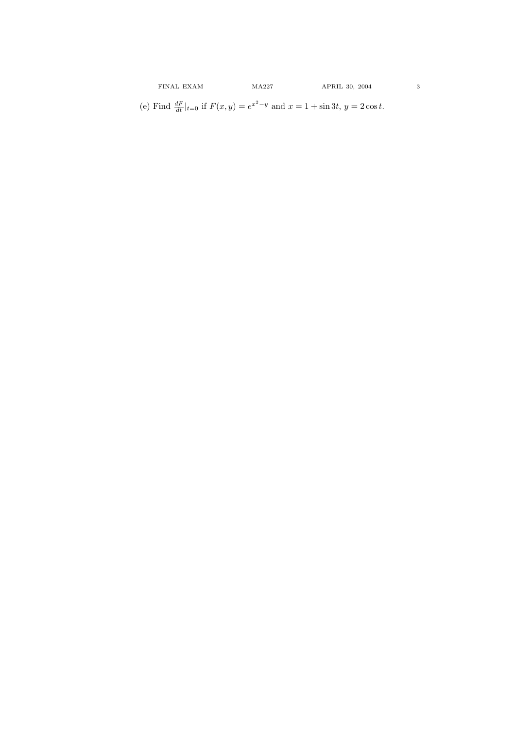(e) Find $\frac{dF}{dt}|_{t=0}$ if $F(x, y) = e^{x^2-y}$ and $x = 1 + \sin 3t$, $y = 2\cos t$.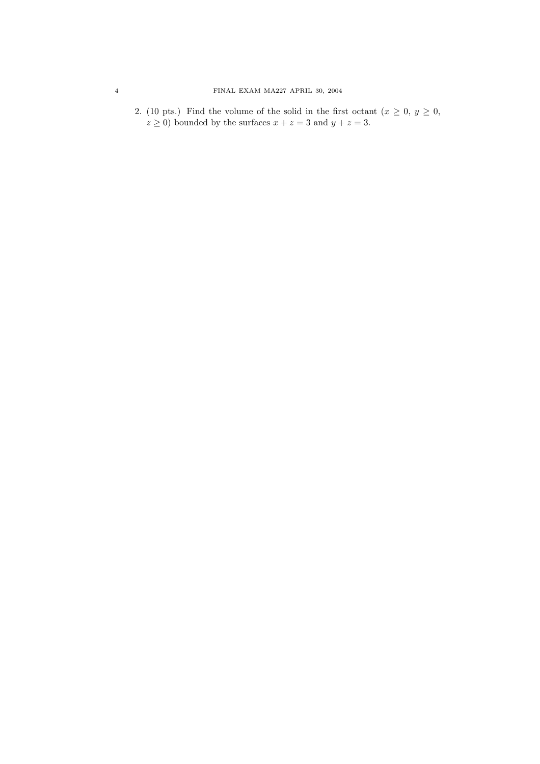2. (10 pts.) Find the volume of the solid in the first octant ($x \geq 0$, $y \geq 0$, $z \geq 0$) bounded by the surfaces $x + z = 3$ and $y + z = 3$.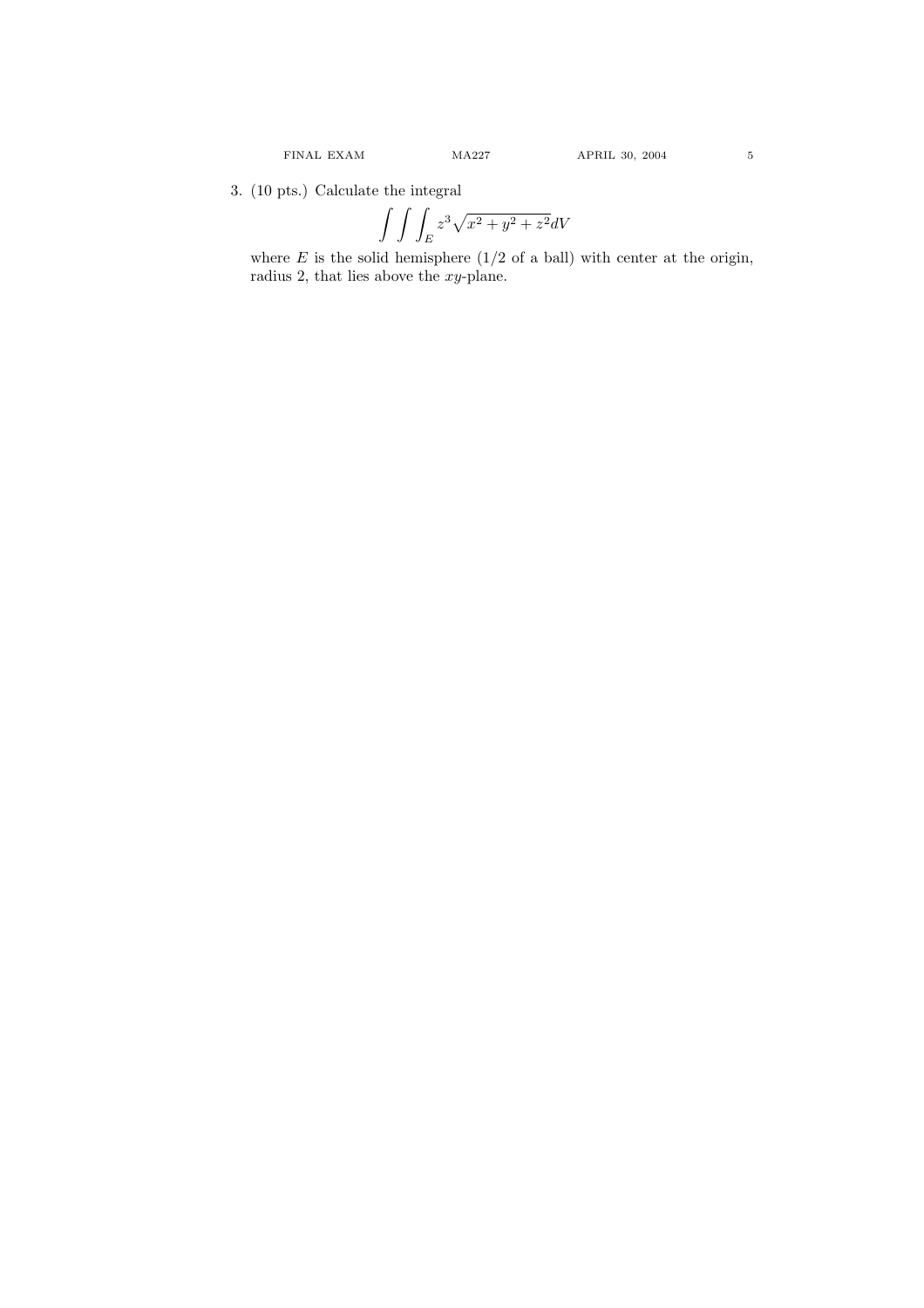3. (10 pts.) Calculate the integral

$$\int\int\int_E z^3\sqrt{x^2+y^2+z^2}dV$$

where $E$ is the solid hemisphere (1/2 of a ball) with center at the origin, radius 2, that lies above the $xy$-plane.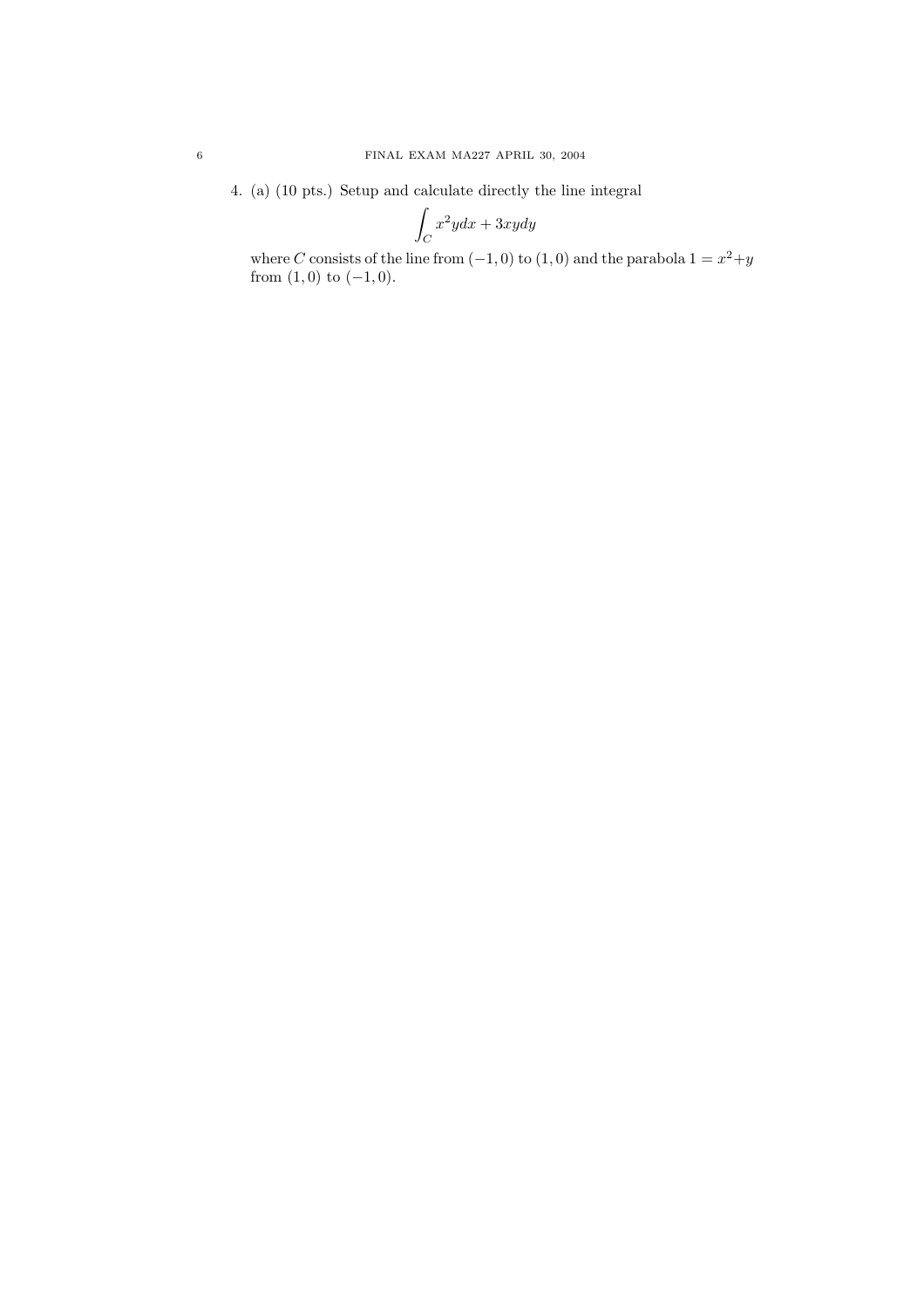4. (a) (10 pts.) Setup and calculate directly the line integral

$$\int_C x^2 y dx + 3xy dy$$

where $C$ consists of the line from $(-1, 0)$ to $(1, 0)$ and the parabola $1 = x^2 + y$ from $(1, 0)$ to $(-1, 0)$.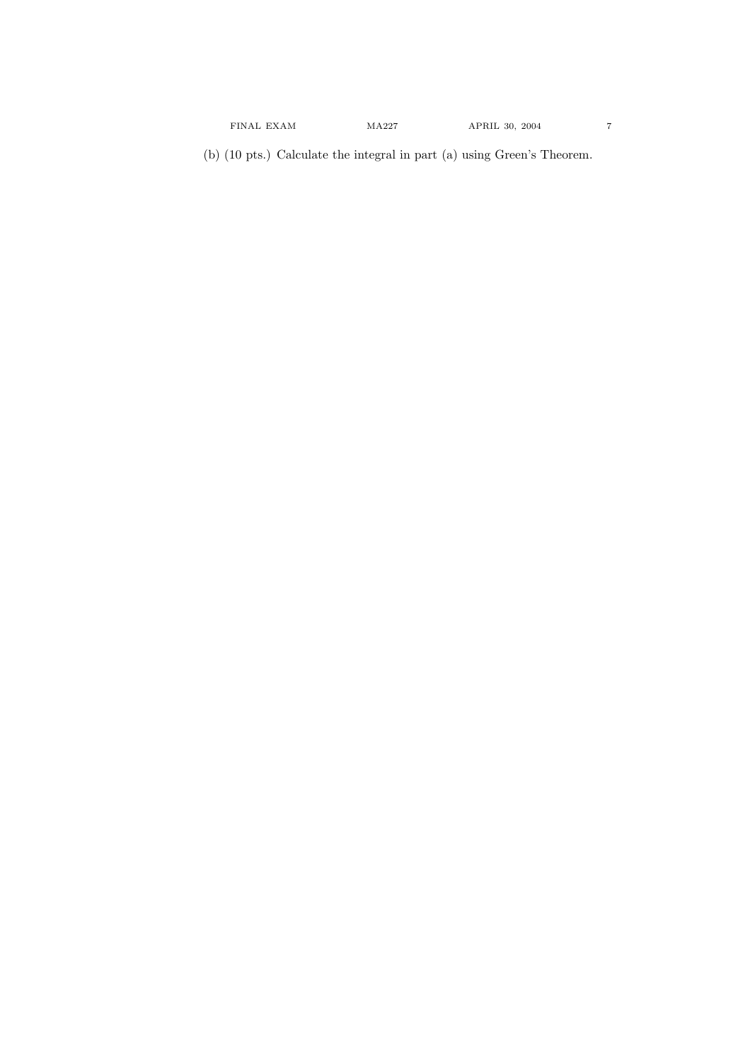(b) (10 pts.) Calculate the integral in part (a) using Green's Theorem.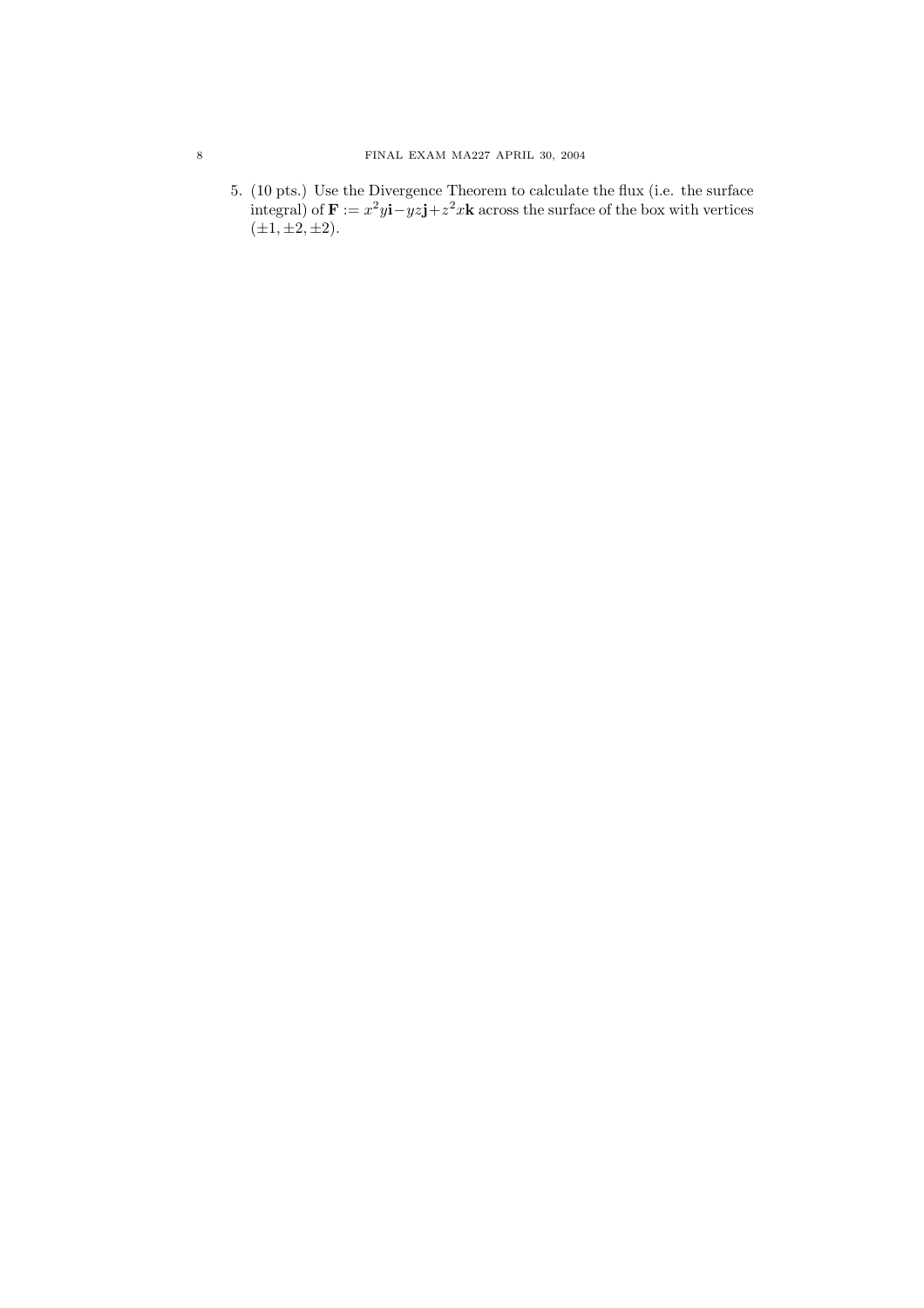5. (10 pts.) Use the Divergence Theorem to calculate the flux (i.e. the surface integral) of $\mathbf{F} := x^2y\mathbf{i} - yz\mathbf{j} + z^2x\mathbf{k}$ across the surface of the box with vertices $(\pm 1, \pm 2, \pm 2)$.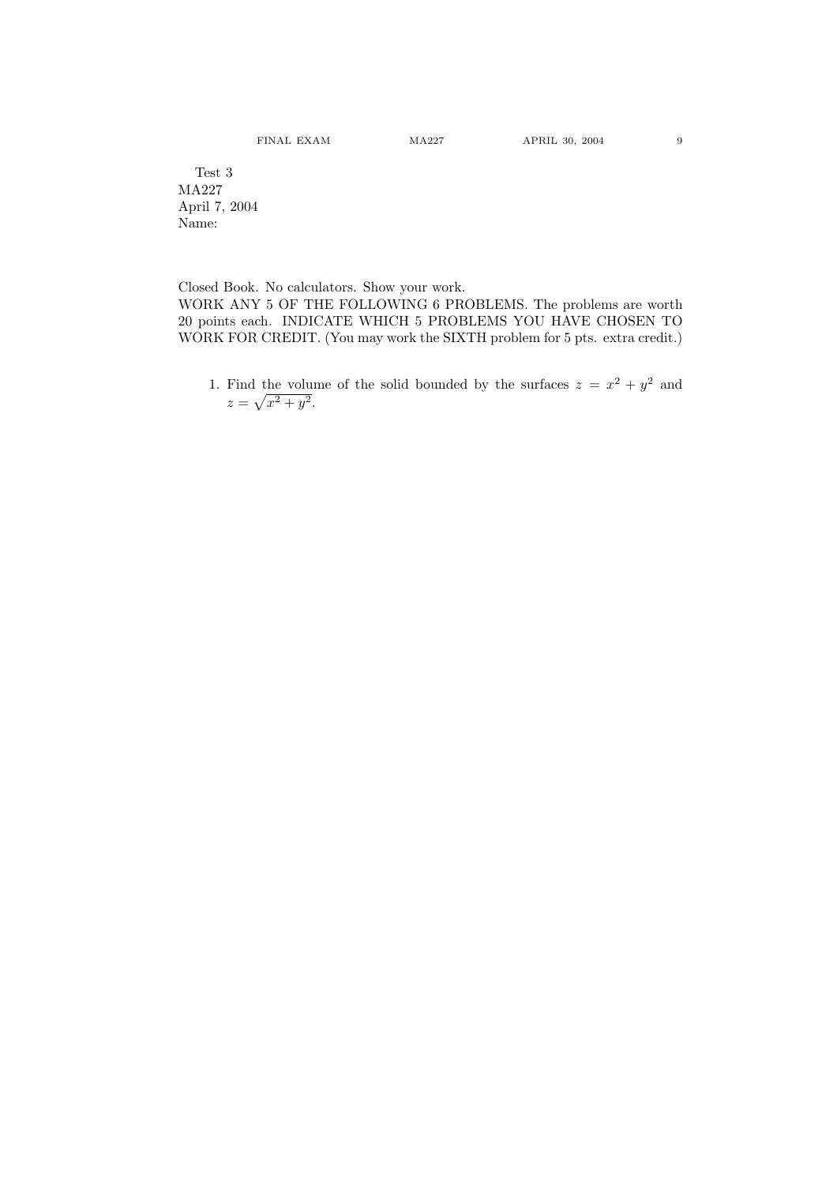Test 3
MA227
April 7, 2004
Name:

Closed Book. No calculators. Show your work.
WORK ANY 5 OF THE FOLLOWING 6 PROBLEMS. The problems are worth 20 points each. INDICATE WHICH 5 PROBLEMS YOU HAVE CHOSEN TO WORK FOR CREDIT. (You may work the SIXTH problem for 5 pts. extra credit.)

1. Find the volume of the solid bounded by the surfaces $z = x^2 + y^2$ and $z = \sqrt{x^2 + y^2}$.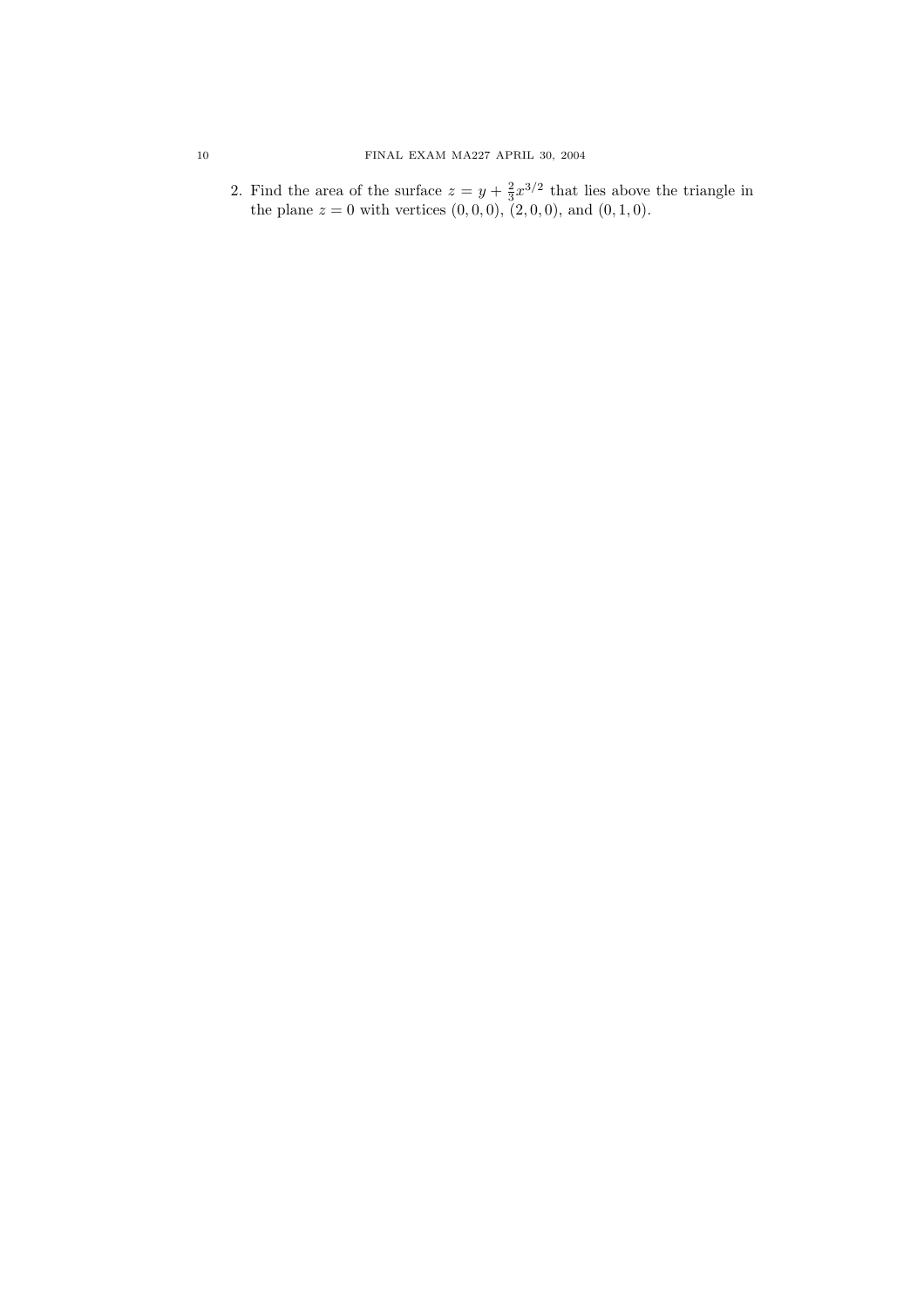2. Find the area of the surface $z = y + \frac{2}{3}x^{3/2}$ that lies above the triangle in the plane $z = 0$ with vertices $(0, 0, 0)$, $(2, 0, 0)$, and $(0, 1, 0)$.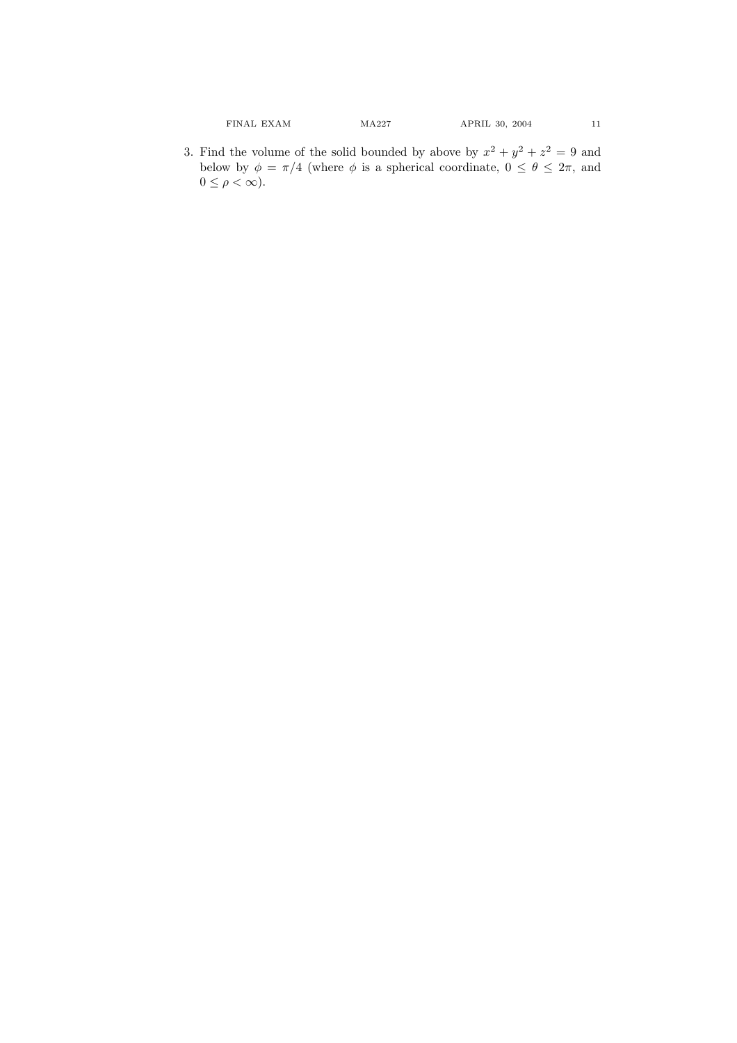3. Find the volume of the solid bounded by above by $x^2 + y^2 + z^2 = 9$ and below by $\phi = \pi/4$ (where $\phi$ is a spherical coordinate, $0 \leq \theta \leq 2\pi$, and $0 \leq \rho < \infty$).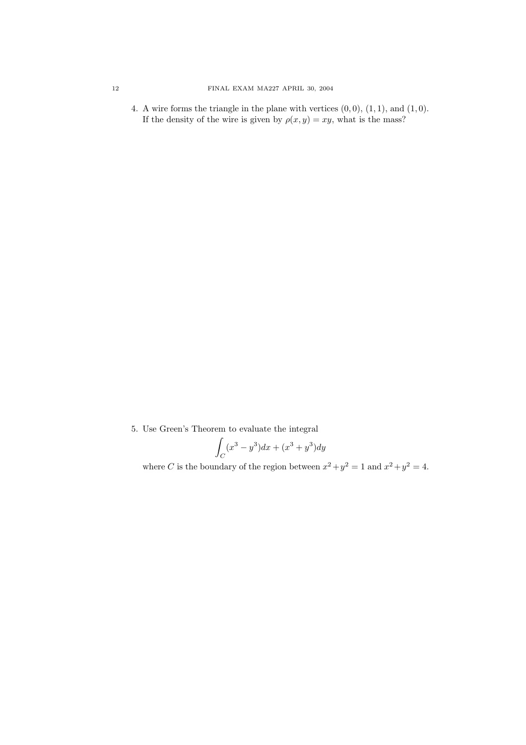4. A wire forms the triangle in the plane with vertices $(0,0)$, $(1,1)$, and $(1,0)$. If the density of the wire is given by $\rho(x,y) = xy$, what is the mass?

5. Use Green's Theorem to evaluate the integral

$$\int_C (x^3 - y^3)dx + (x^3 + y^3)dy$$

where $C$ is the boundary of the region between $x^2 + y^2 = 1$ and $x^2 + y^2 = 4$.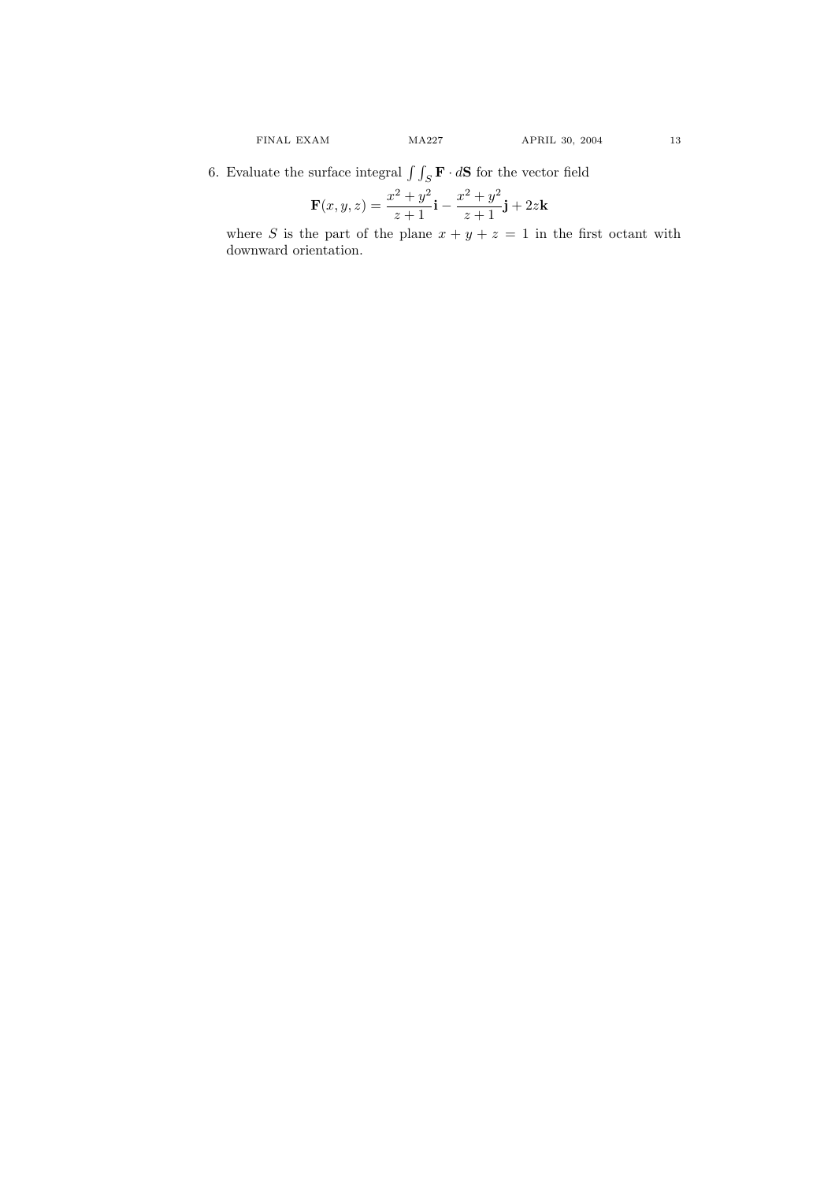6. Evaluate the surface integral $\int\int_S \mathbf{F} \cdot d\mathbf{S}$ for the vector field

$$\mathbf{F}(x, y, z) = \frac{x^2 + y^2}{z + 1}\mathbf{i} - \frac{x^2 + y^2}{z + 1}\mathbf{j} + 2z\mathbf{k}$$

where $S$ is the part of the plane $x + y + z = 1$ in the first octant with downward orientation.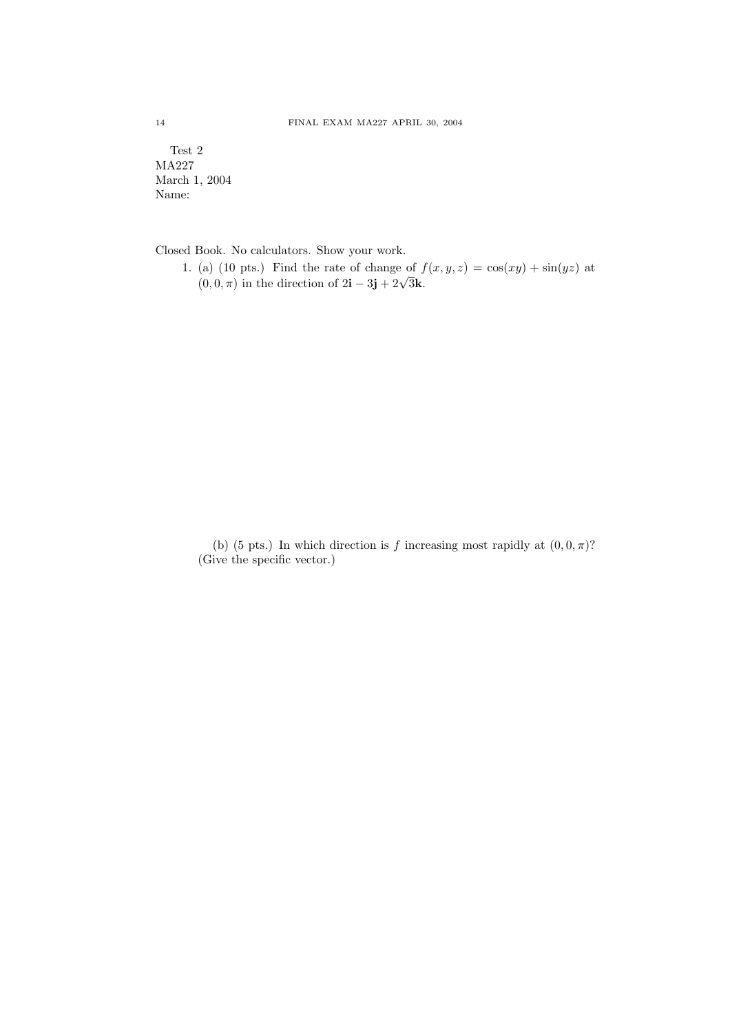Test 2
MA227
March 1, 2004
Name:

Closed Book. No calculators. Show your work.

1. (a) (10 pts.) Find the rate of change of $f(x, y, z) = \cos(xy) + \sin(yz)$ at $(0, 0, \pi)$ in the direction of $2\mathbf{i} - 3\mathbf{j} + 2\sqrt{3}\mathbf{k}$.

   (b) (5 pts.) In which direction is $f$ increasing most rapidly at $(0, 0, \pi)$? (Give the specific vector.)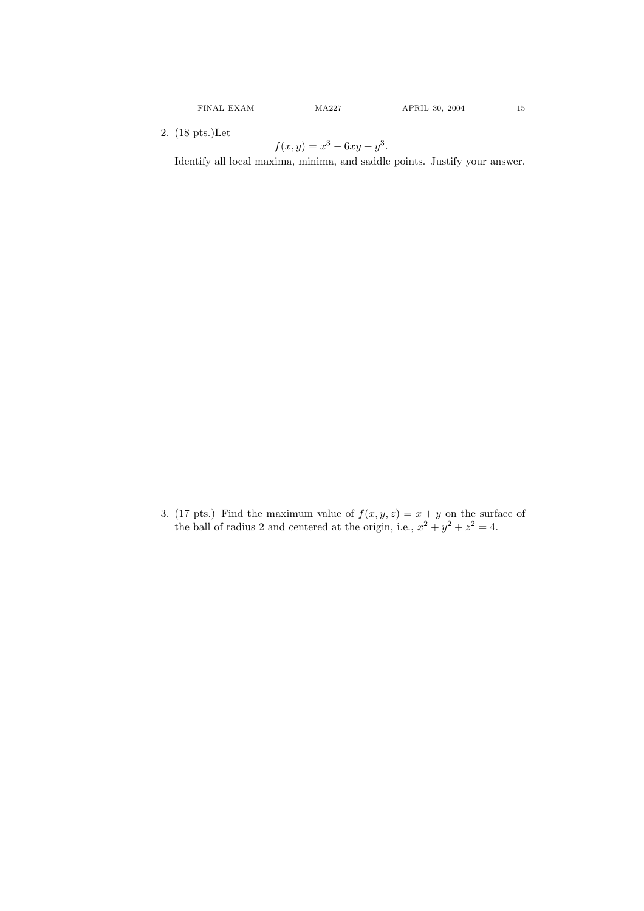2. (18 pts.)Let

$$f(x, y) = x^3 - 6xy + y^3.$$

Identify all local maxima, minima, and saddle points. Justify your answer.

3. (17 pts.) Find the maximum value of $f(x, y, z) = x + y$ on the surface of the ball of radius 2 and centered at the origin, i.e., $x^2 + y^2 + z^2 = 4$.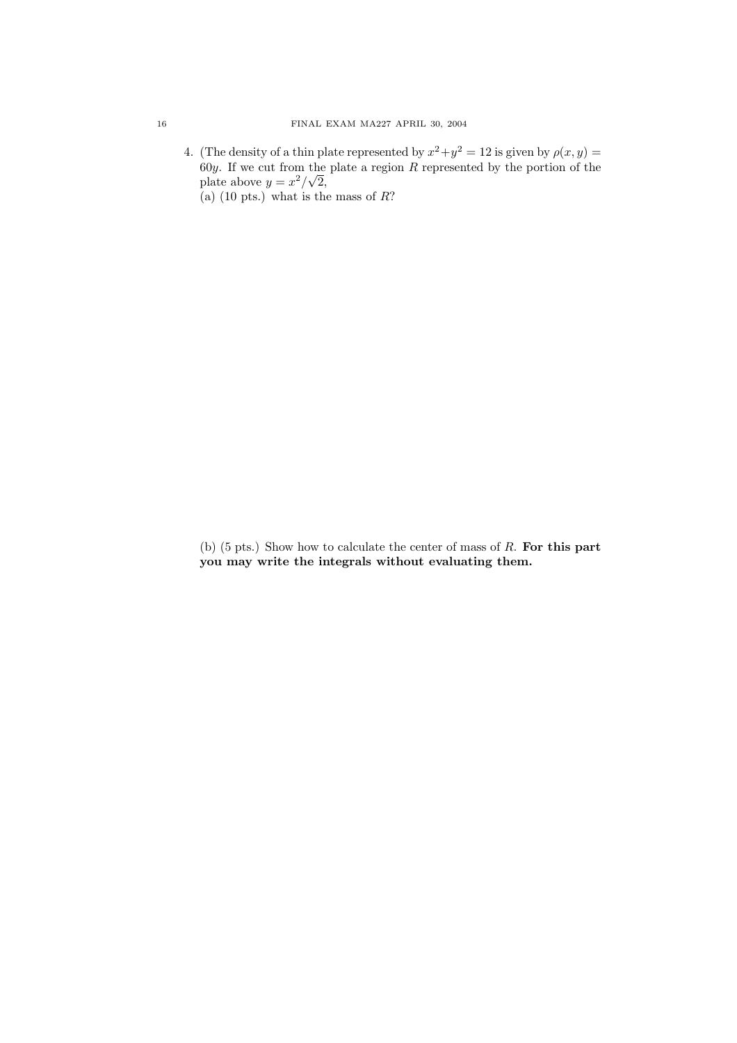4. (The density of a thin plate represented by $x^2+y^2 = 12$ is given by $\rho(x,y) = 60y$. If we cut from the plate a region $R$ represented by the portion of the plate above $y = x^2/\sqrt{2}$,

   (a) (10 pts.) what is the mass of $R$?

   (b) (5 pts.) Show how to calculate the center of mass of $R$. **For this part you may write the integrals without evaluating them.**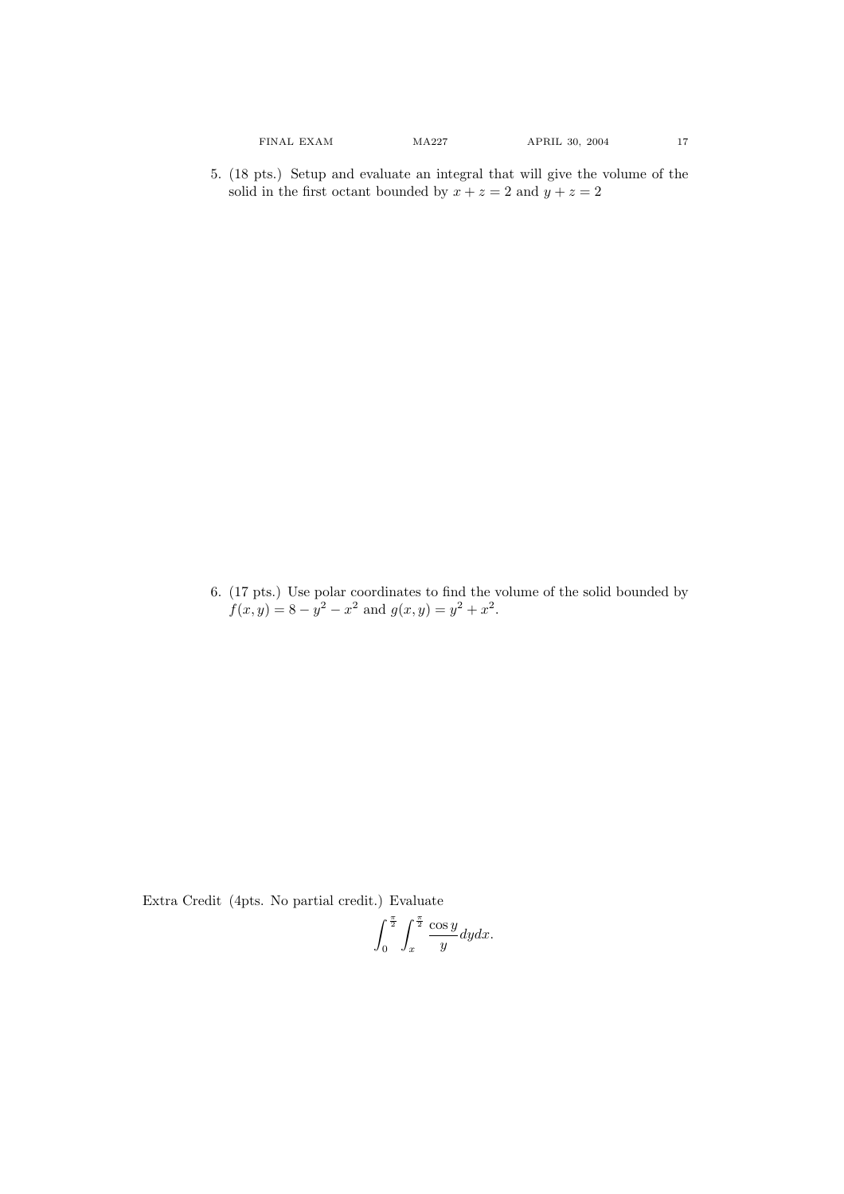5. (18 pts.) Setup and evaluate an integral that will give the volume of the solid in the first octant bounded by $x + z = 2$ and $y + z = 2$

6. (17 pts.) Use polar coordinates to find the volume of the solid bounded by $f(x, y) = 8 - y^2 - x^2$ and $g(x, y) = y^2 + x^2$.

Extra Credit (4pts. No partial credit.) Evaluate

$$\int_0^{\frac{\pi}{2}} \int_x^{\frac{\pi}{2}} \frac{\cos y}{y} dy dx.$$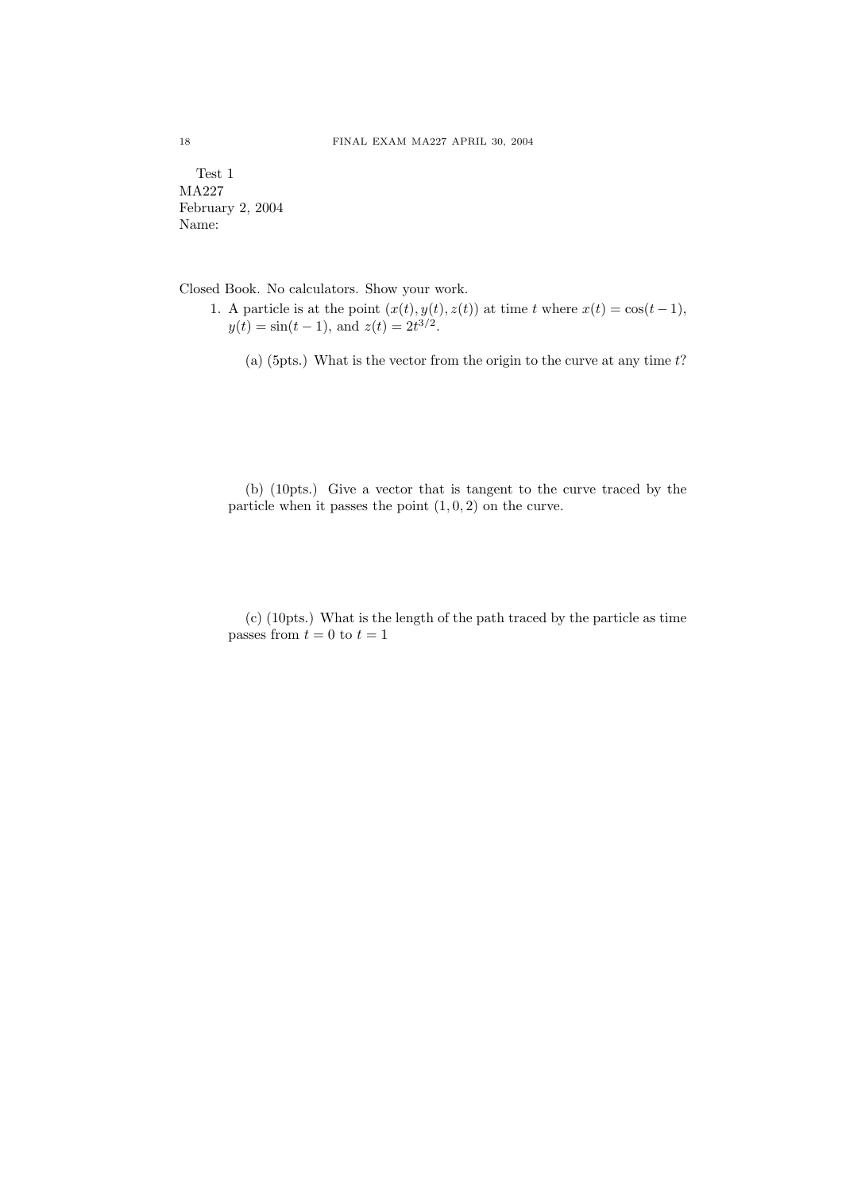Test 1
MA227
February 2, 2004
Name:

Closed Book. No calculators. Show your work.

1. A particle is at the point $(x(t), y(t), z(t))$ at time $t$ where $x(t) = \cos(t-1)$, $y(t) = \sin(t-1)$, and $z(t) = 2t^{3/2}$.

   (a) (5pts.) What is the vector from the origin to the curve at any time $t$?

   (b) (10pts.) Give a vector that is tangent to the curve traced by the particle when it passes the point $(1, 0, 2)$ on the curve.

   (c) (10pts.) What is the length of the path traced by the particle as time passes from $t = 0$ to $t = 1$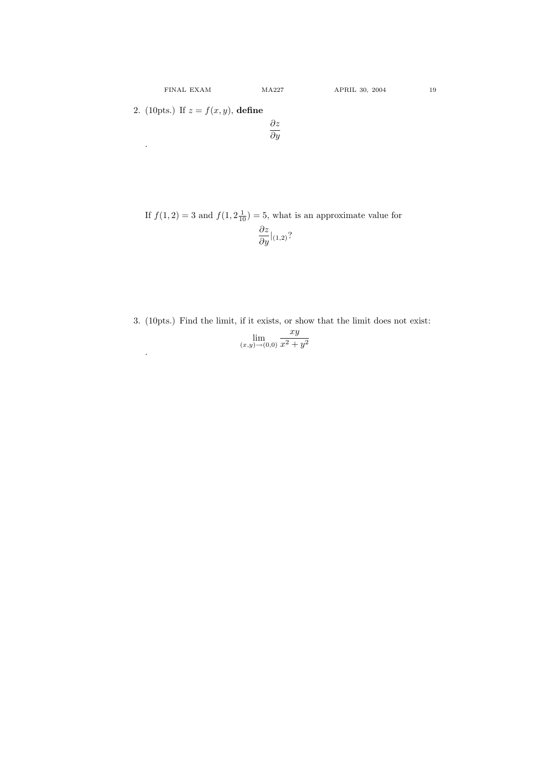2. (10pts.) If $z = f(x, y)$, **define**

$$\frac{\partial z}{\partial y}$$

.

If $f(1, 2) = 3$ and $f(1, 2\frac{1}{10}) = 5$, what is an approximate value for

$$\frac{\partial z}{\partial y}|_{(1,2)}?$$

3. (10pts.) Find the limit, if it exists, or show that the limit does not exist:

$$\lim_{(x,y)\to(0,0)} \frac{xy}{x^2 + y^2}$$

.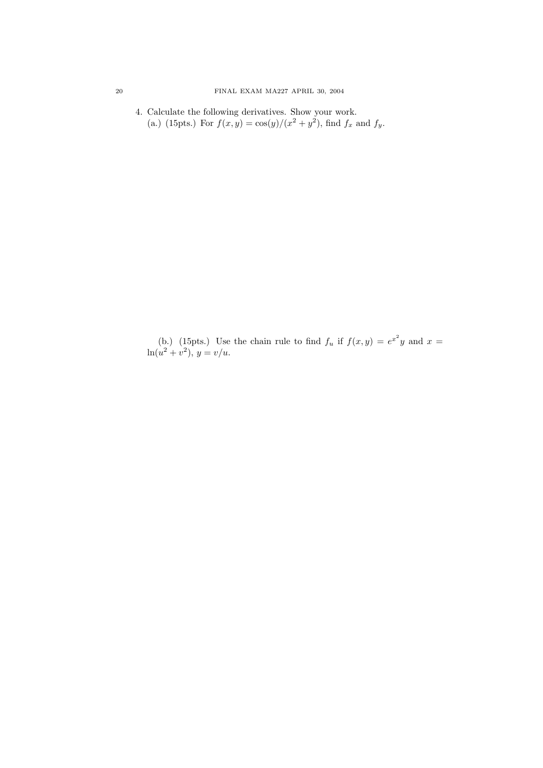4. Calculate the following derivatives. Show your work.

(a.) (15pts.) For $f(x, y) = \cos(y)/(x^2 + y^2)$, find $f_x$ and $f_y$.

(b.) (15pts.) Use the chain rule to find $f_u$ if $f(x, y) = e^{x^2}y$ and $x = \ln(u^2 + v^2)$, $y = v/u$.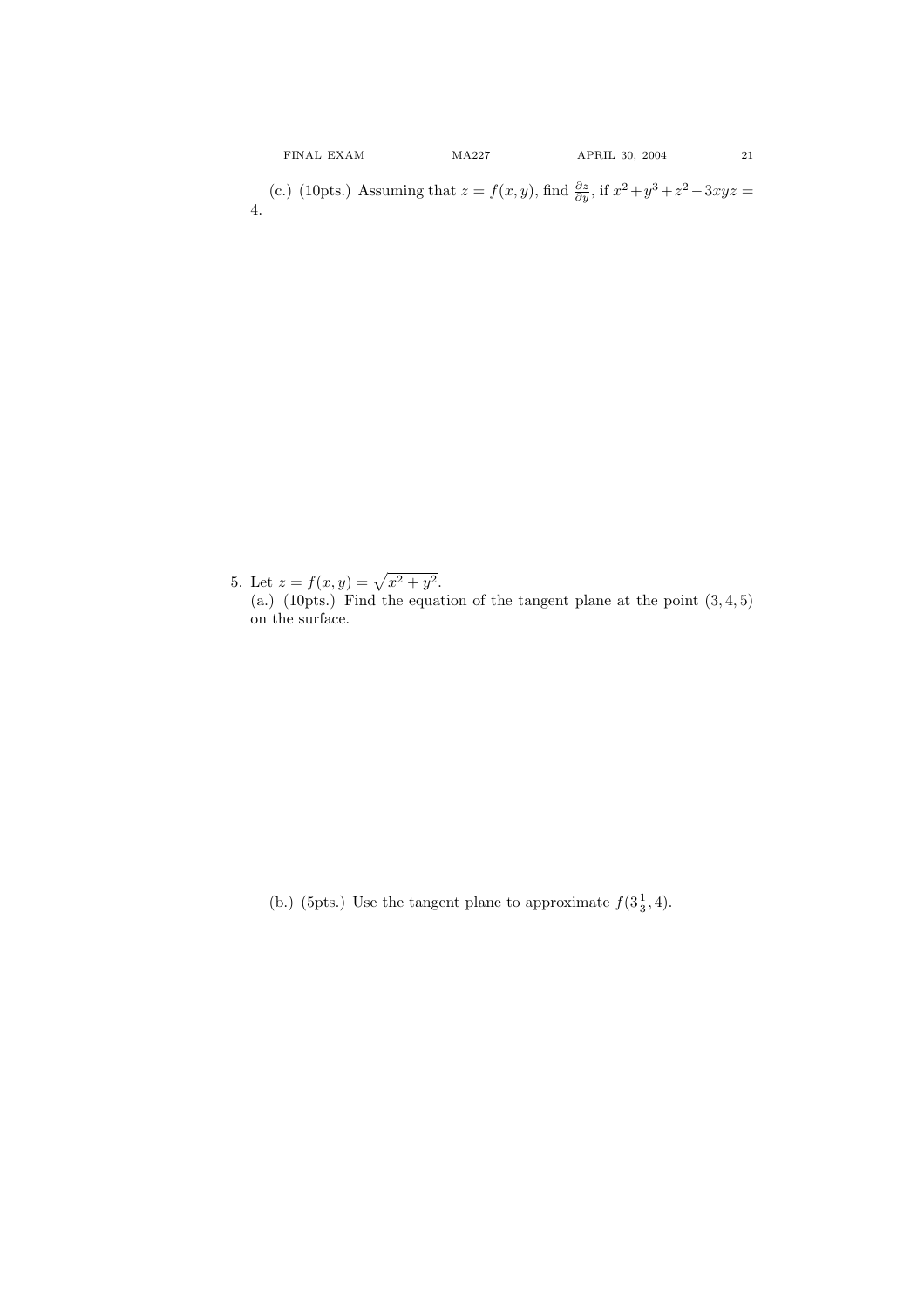(c.) (10pts.) Assuming that $z = f(x, y)$, find $\frac{\partial z}{\partial y}$, if $x^2 + y^3 + z^2 - 3xyz = 4$.

5. Let $z = f(x, y) = \sqrt{x^2 + y^2}$.

(a.) (10pts.) Find the equation of the tangent plane at the point $(3, 4, 5)$ on the surface.

(b.) (5pts.) Use the tangent plane to approximate $f(3\frac{1}{3}, 4)$.